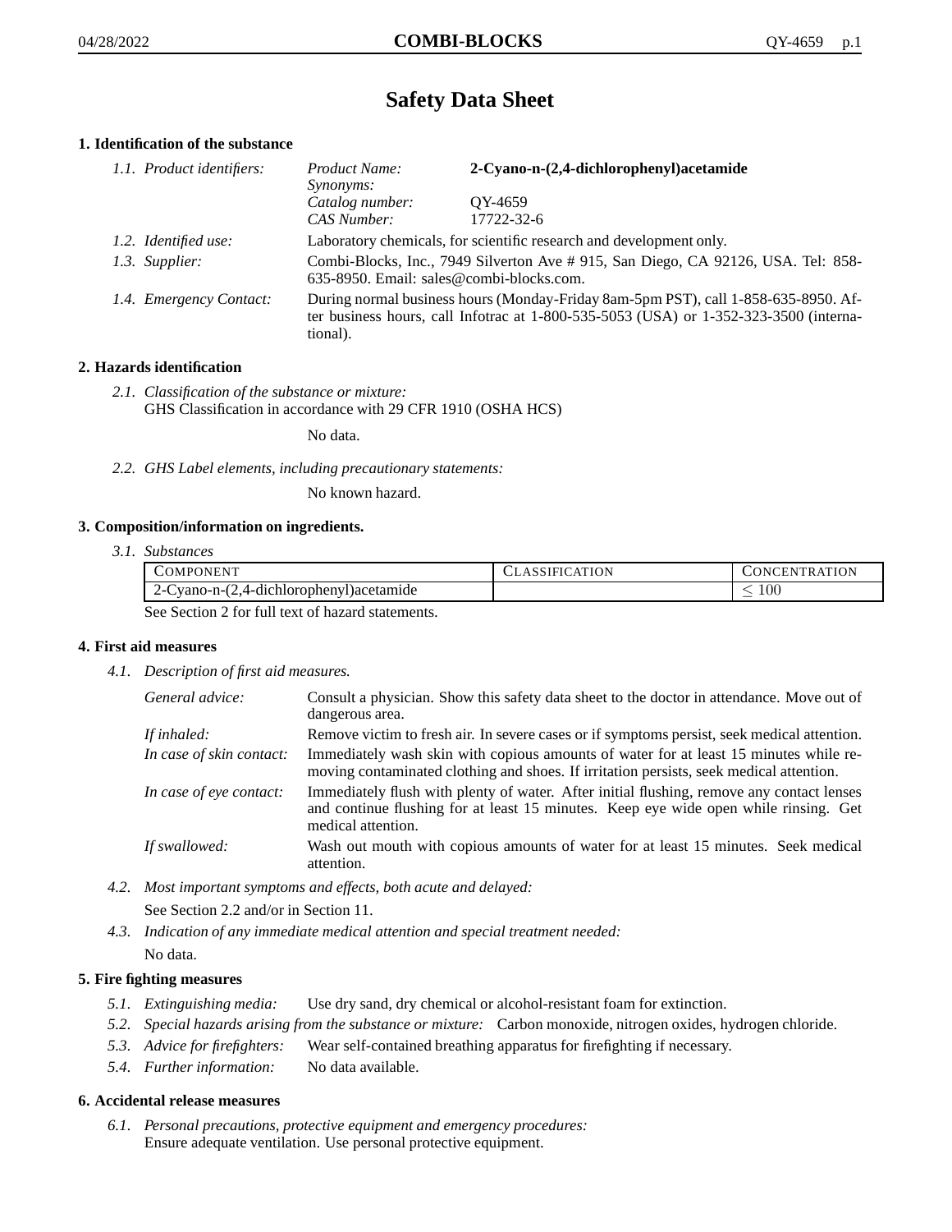# Safety Data Sheet

## 1. Identification of the substance

*1.1. Product identifiers:*

| | |
|---|---|
| *Product Name:* | **2-Cyano-n-(2,4-dichlorophenyl)acetamide** |
| *Synonyms:* | |
| *Catalog number:* | QY-4659 |
| *CAS Number:* | 17722-32-6 |

*1.2. Identified use:* Laboratory chemicals, for scientific research and development only.

*1.3. Supplier:* Combi-Blocks, Inc., 7949 Silverton Ave # 915, San Diego, CA 92126, USA. Tel: 858-635-8950. Email: sales@combi-blocks.com.

*1.4. Emergency Contact:* During normal business hours (Monday-Friday 8am-5pm PST), call 1-858-635-8950. After business hours, call Infotrac at 1-800-535-5053 (USA) or 1-352-323-3500 (international).

## 2. Hazards identification

*2.1. Classification of the substance or mixture:*
GHS Classification in accordance with 29 CFR 1910 (OSHA HCS)

No data.

*2.2. GHS Label elements, including precautionary statements:*

No known hazard.

## 3. Composition/information on ingredients.

*3.1. Substances*

| Component | Classification | Concentration |
|---|---|---|
| 2-Cyano-n-(2,4-dichlorophenyl)acetamide | | $\leq 100$ |

See Section 2 for full text of hazard statements.

## 4. First aid measures

*4.1. Description of first aid measures.*

*General advice:* Consult a physician. Show this safety data sheet to the doctor in attendance. Move out of dangerous area.

*If inhaled:* Remove victim to fresh air. In severe cases or if symptoms persist, seek medical attention.

*In case of skin contact:* Immediately wash skin with copious amounts of water for at least 15 minutes while removing contaminated clothing and shoes. If irritation persists, seek medical attention.

*In case of eye contact:* Immediately flush with plenty of water. After initial flushing, remove any contact lenses and continue flushing for at least 15 minutes. Keep eye wide open while rinsing. Get medical attention.

*If swallowed:* Wash out mouth with copious amounts of water for at least 15 minutes. Seek medical attention.

*4.2. Most important symptoms and effects, both acute and delayed:*

See Section 2.2 and/or in Section 11.

*4.3. Indication of any immediate medical attention and special treatment needed:*

No data.

## 5. Fire fighting measures

*5.1. Extinguishing media:* Use dry sand, dry chemical or alcohol-resistant foam for extinction.

*5.2. Special hazards arising from the substance or mixture:* Carbon monoxide, nitrogen oxides, hydrogen chloride.

*5.3. Advice for firefighters:* Wear self-contained breathing apparatus for firefighting if necessary.

*5.4. Further information:* No data available.

## 6. Accidental release measures

*6.1. Personal precautions, protective equipment and emergency procedures:*
Ensure adequate ventilation. Use personal protective equipment.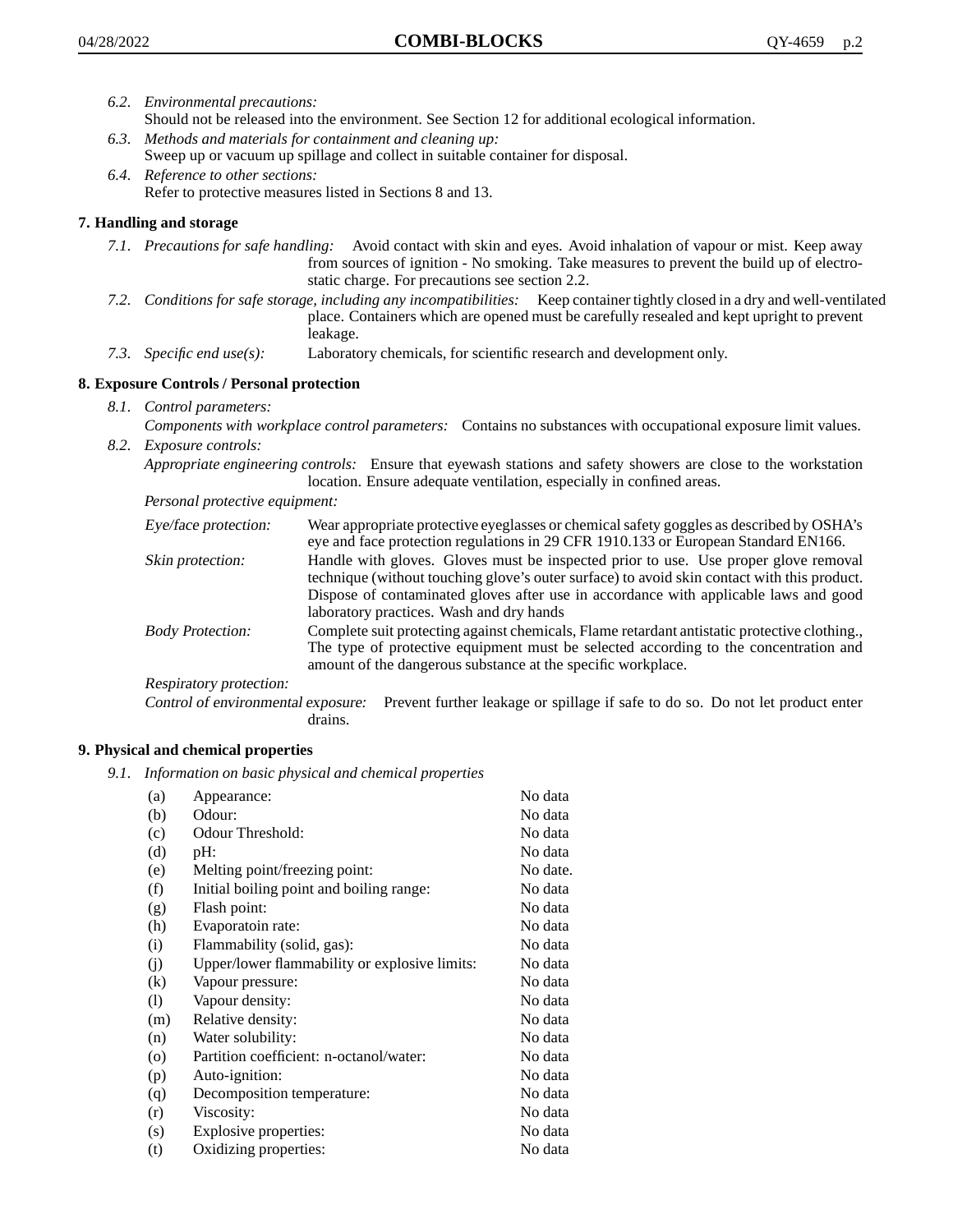*6.2. Environmental precautions:*
Should not be released into the environment. See Section 12 for additional ecological information.

*6.3. Methods and materials for containment and cleaning up:*
Sweep up or vacuum up spillage and collect in suitable container for disposal.

*6.4. Reference to other sections:*
Refer to protective measures listed in Sections 8 and 13.

## 7. Handling and storage

*7.1. Precautions for safe handling:* Avoid contact with skin and eyes. Avoid inhalation of vapour or mist. Keep away from sources of ignition - No smoking. Take measures to prevent the build up of electrostatic charge. For precautions see section 2.2.

*7.2. Conditions for safe storage, including any incompatibilities:* Keep container tightly closed in a dry and well-ventilated place. Containers which are opened must be carefully resealed and kept upright to prevent leakage.

*7.3. Specific end use(s):* Laboratory chemicals, for scientific research and development only.

## 8. Exposure Controls / Personal protection

*8.1. Control parameters:*
*Components with workplace control parameters:* Contains no substances with occupational exposure limit values.

*8.2. Exposure controls:*
*Appropriate engineering controls:* Ensure that eyewash stations and safety showers are close to the workstation location. Ensure adequate ventilation, especially in confined areas.

*Personal protective equipment:*

*Eye/face protection:* Wear appropriate protective eyeglasses or chemical safety goggles as described by OSHA's eye and face protection regulations in 29 CFR 1910.133 or European Standard EN166.

*Skin protection:* Handle with gloves. Gloves must be inspected prior to use. Use proper glove removal technique (without touching glove's outer surface) to avoid skin contact with this product. Dispose of contaminated gloves after use in accordance with applicable laws and good laboratory practices. Wash and dry hands

*Body Protection:* Complete suit protecting against chemicals, Flame retardant antistatic protective clothing., The type of protective equipment must be selected according to the concentration and amount of the dangerous substance at the specific workplace.

*Respiratory protection:*

*Control of environmental exposure:* Prevent further leakage or spillage if safe to do so. Do not let product enter drains.

## 9. Physical and chemical properties

*9.1. Information on basic physical and chemical properties*

| | | |
|---|---|---|
| (a) | Appearance: | No data |
| (b) | Odour: | No data |
| (c) | Odour Threshold: | No data |
| (d) | pH: | No data |
| (e) | Melting point/freezing point: | No date. |
| (f) | Initial boiling point and boiling range: | No data |
| (g) | Flash point: | No data |
| (h) | Evaporatoin rate: | No data |
| (i) | Flammability (solid, gas): | No data |
| (j) | Upper/lower flammability or explosive limits: | No data |
| (k) | Vapour pressure: | No data |
| (l) | Vapour density: | No data |
| (m) | Relative density: | No data |
| (n) | Water solubility: | No data |
| (o) | Partition coefficient: n-octanol/water: | No data |
| (p) | Auto-ignition: | No data |
| (q) | Decomposition temperature: | No data |
| (r) | Viscosity: | No data |
| (s) | Explosive properties: | No data |
| (t) | Oxidizing properties: | No data |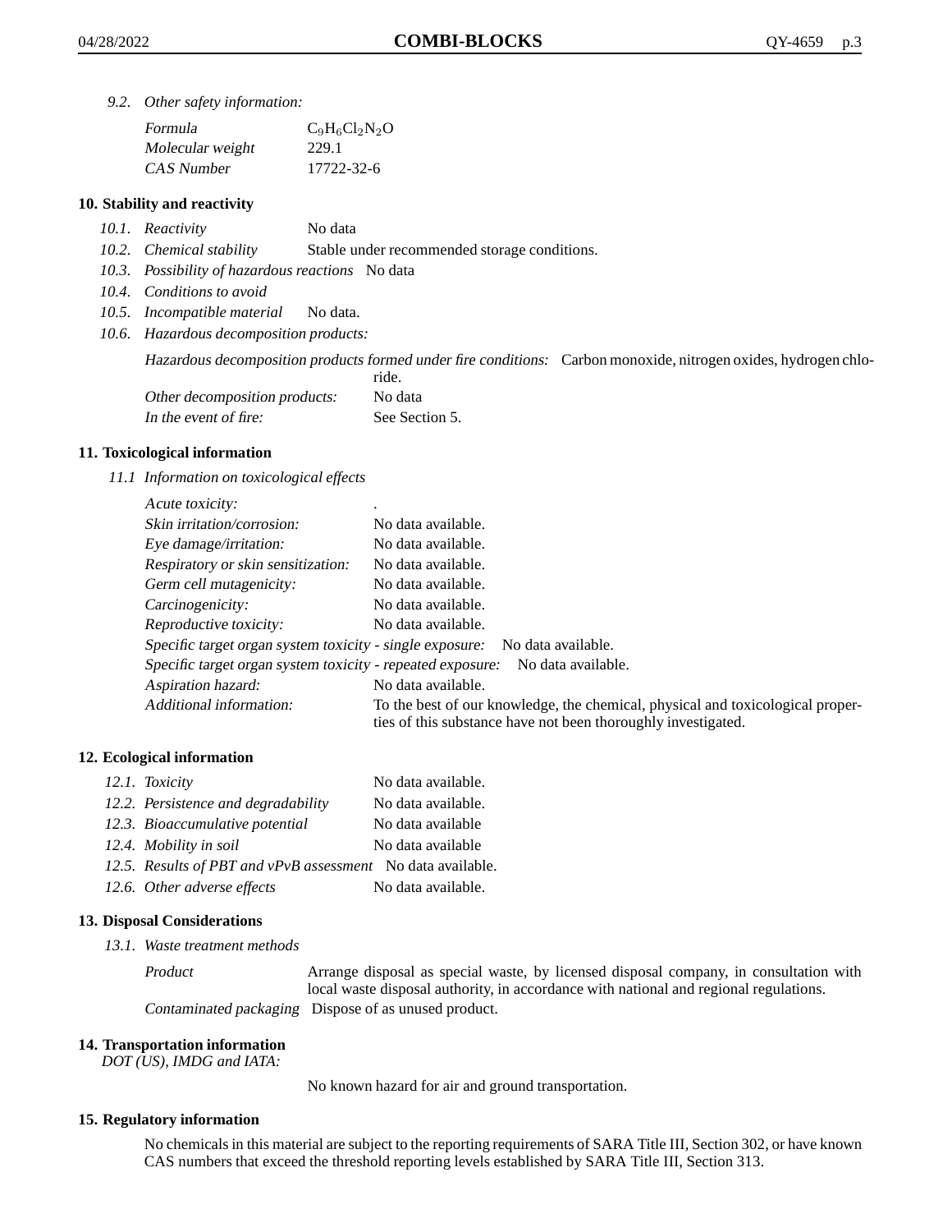*9.2. Other safety information:*

| | |
|---|---|
| *Formula* | $C_9H_6Cl_2N_2O$ |
| *Molecular weight* | 229.1 |
| *CAS Number* | 17722-32-6 |

### 10. Stability and reactivity

*10.1. Reactivity* No data

*10.2. Chemical stability* Stable under recommended storage conditions.

*10.3. Possibility of hazardous reactions* No data

*10.4. Conditions to avoid*

*10.5. Incompatible material* No data.

*10.6. Hazardous decomposition products:*

*Hazardous decomposition products formed under fire conditions:* Carbon monoxide, nitrogen oxides, hydrogen chloride.

*Other decomposition products:* No data

*In the event of fire:* See Section 5.

### 11. Toxicological information

*11.1 Information on toxicological effects*

| | |
|---|---|
| *Acute toxicity:* | . |
| *Skin irritation/corrosion:* | No data available. |
| *Eye damage/irritation:* | No data available. |
| *Respiratory or skin sensitization:* | No data available. |
| *Germ cell mutagenicity:* | No data available. |
| *Carcinogenicity:* | No data available. |
| *Reproductive toxicity:* | No data available. |
| *Specific target organ system toxicity - single exposure:* | No data available. |
| *Specific target organ system toxicity - repeated exposure:* | No data available. |
| *Aspiration hazard:* | No data available. |
| *Additional information:* | To the best of our knowledge, the chemical, physical and toxicological properties of this substance have not been thoroughly investigated. |

### 12. Ecological information

| | |
|---|---|
| *12.1. Toxicity* | No data available. |
| *12.2. Persistence and degradability* | No data available. |
| *12.3. Bioaccumulative potential* | No data available |
| *12.4. Mobility in soil* | No data available |
| *12.5. Results of PBT and vPvB assessment* | No data available. |
| *12.6. Other adverse effects* | No data available. |

### 13. Disposal Considerations

*13.1. Waste treatment methods*

*Product* Arrange disposal as special waste, by licensed disposal company, in consultation with local waste disposal authority, in accordance with national and regional regulations.

*Contaminated packaging* Dispose of as unused product.

### 14. Transportation information

*DOT (US), IMDG and IATA:*

No known hazard for air and ground transportation.

### 15. Regulatory information

No chemicals in this material are subject to the reporting requirements of SARA Title III, Section 302, or have known CAS numbers that exceed the threshold reporting levels established by SARA Title III, Section 313.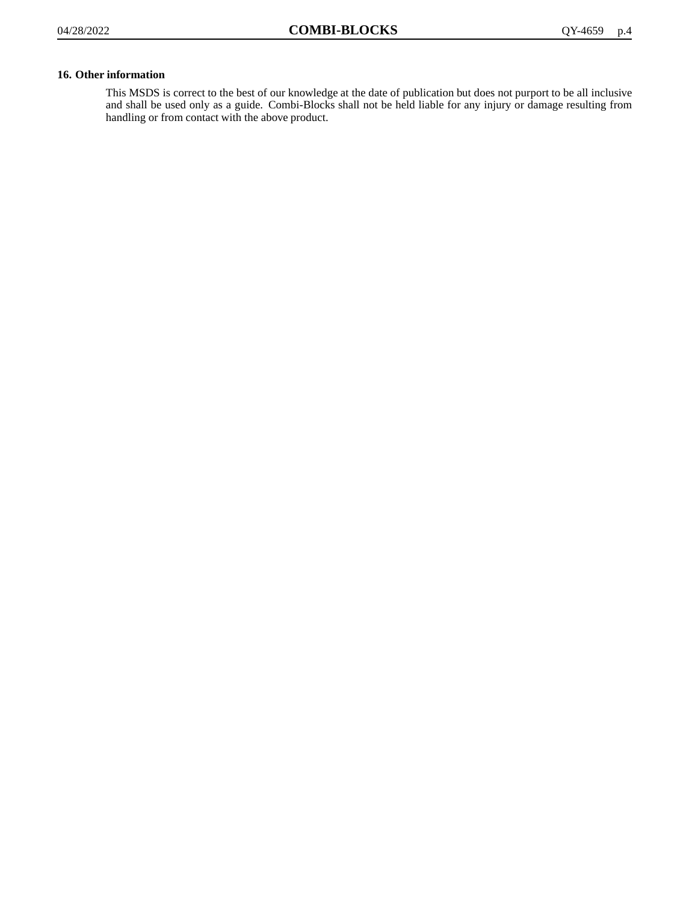## 16. Other information

This MSDS is correct to the best of our knowledge at the date of publication but does not purport to be all inclusive and shall be used only as a guide. Combi-Blocks shall not be held liable for any injury or damage resulting from handling or from contact with the above product.